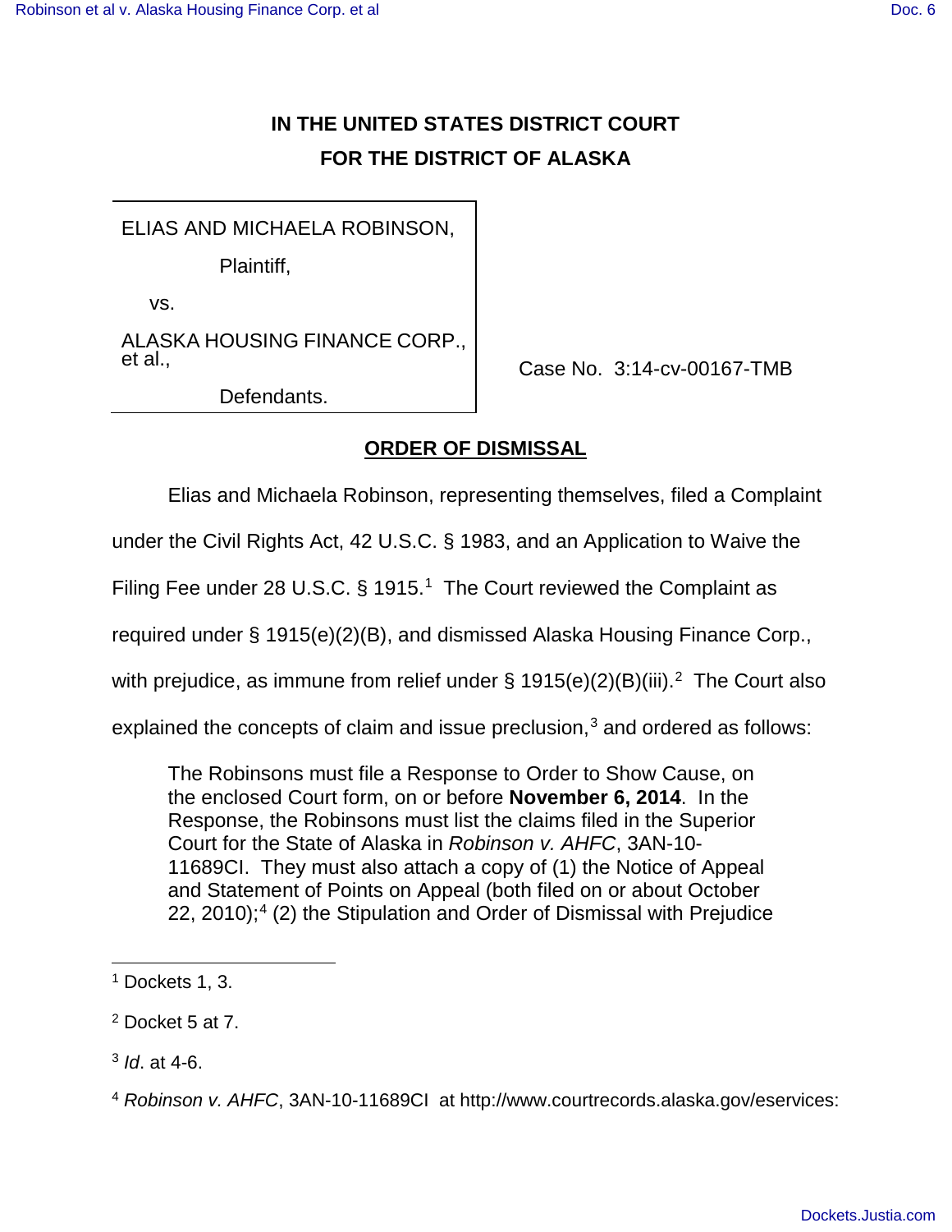# IN THE UNITED STATES DISTRICT COURT
# FOR THE DISTRICT OF ALASKA

ELIAS AND MICHAELA ROBINSON,

Plaintiff,

vs.

ALASKA HOUSING FINANCE CORP., et al.,

Defendants.

Case No. 3:14-cv-00167-TMB

## ORDER OF DISMISSAL

Elias and Michaela Robinson, representing themselves, filed a Complaint under the Civil Rights Act, 42 U.S.C. § 1983, and an Application to Waive the Filing Fee under 28 U.S.C. § 1915.[1] The Court reviewed the Complaint as required under § 1915(e)(2)(B), and dismissed Alaska Housing Finance Corp., with prejudice, as immune from relief under § 1915(e)(2)(B)(iii).[2] The Court also explained the concepts of claim and issue preclusion,[3] and ordered as follows:

> The Robinsons must file a Response to Order to Show Cause, on the enclosed Court form, on or before **November 6, 2014**. In the Response, the Robinsons must list the claims filed in the Superior Court for the State of Alaska in *Robinson v. AHFC*, 3AN-10-11689CI. They must also attach a copy of (1) the Notice of Appeal and Statement of Points on Appeal (both filed on or about October 22, 2010);[4] (2) the Stipulation and Order of Dismissal with Prejudice

---

[1] Dockets 1, 3.

[2] Docket 5 at 7.

[3] *Id*. at 4-6.

[4] *Robinson v. AHFC*, 3AN-10-11689CI at http://www.courtrecords.alaska.gov/eservices: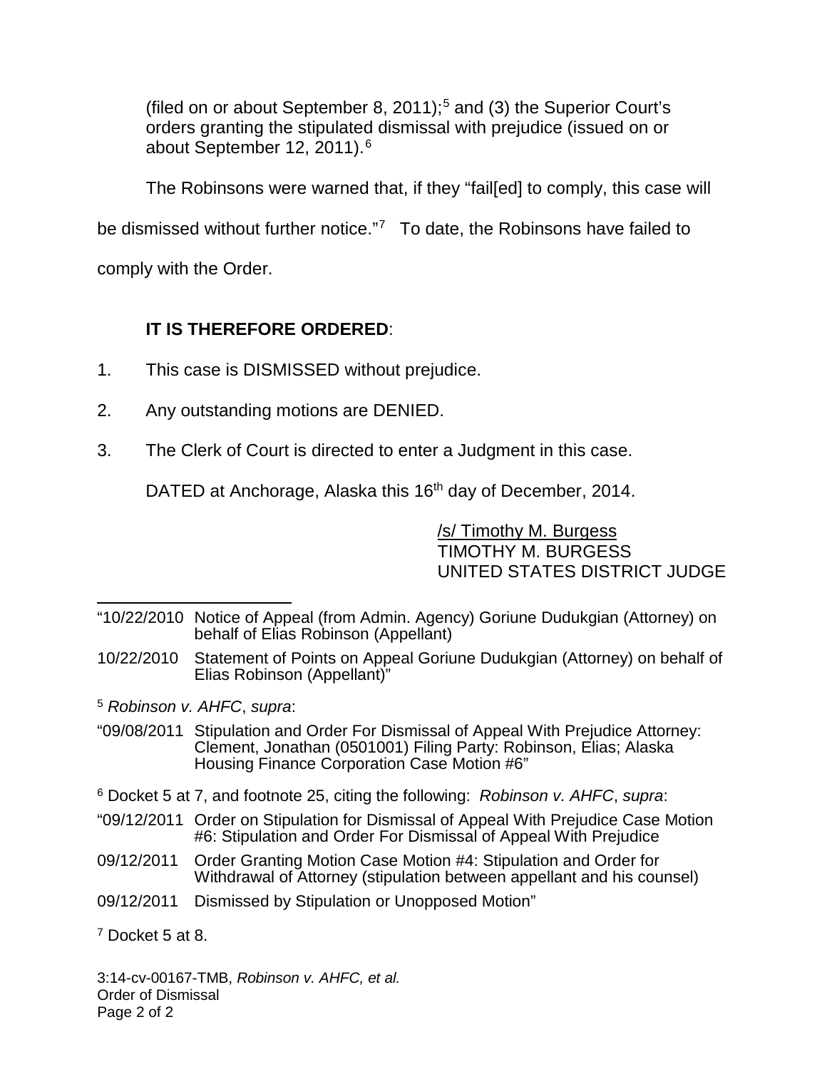(filed on or about September 8, 2011);[5] and (3) the Superior Court's orders granting the stipulated dismissal with prejudice (issued on or about September 12, 2011).[6]

The Robinsons were warned that, if they "fail[ed] to comply, this case will be dismissed without further notice."[7] To date, the Robinsons have failed to comply with the Order.

**IT IS THEREFORE ORDERED**:

1. This case is DISMISSED without prejudice.
2. Any outstanding motions are DENIED.
3. The Clerk of Court is directed to enter a Judgment in this case.

DATED at Anchorage, Alaska this 16th day of December, 2014.

/s/ Timothy M. Burgess
TIMOTHY M. BURGESS
UNITED STATES DISTRICT JUDGE

---

"10/22/2010 Notice of Appeal (from Admin. Agency) Goriune Dudukgian (Attorney) on behalf of Elias Robinson (Appellant)

10/22/2010 Statement of Points on Appeal Goriune Dudukgian (Attorney) on behalf of Elias Robinson (Appellant)"

[5] *Robinson v. AHFC*, *supra*:

"09/08/2011 Stipulation and Order For Dismissal of Appeal With Prejudice Attorney: Clement, Jonathan (0501001) Filing Party: Robinson, Elias; Alaska Housing Finance Corporation Case Motion #6"

[6] Docket 5 at 7, and footnote 25, citing the following: *Robinson v. AHFC*, *supra*:

"09/12/2011 Order on Stipulation for Dismissal of Appeal With Prejudice Case Motion #6: Stipulation and Order For Dismissal of Appeal With Prejudice

09/12/2011 Order Granting Motion Case Motion #4: Stipulation and Order for Withdrawal of Attorney (stipulation between appellant and his counsel)

09/12/2011 Dismissed by Stipulation or Unopposed Motion"

[7] Docket 5 at 8.

3:14-cv-00167-TMB, *Robinson v. AHFC, et al.*
Order of Dismissal